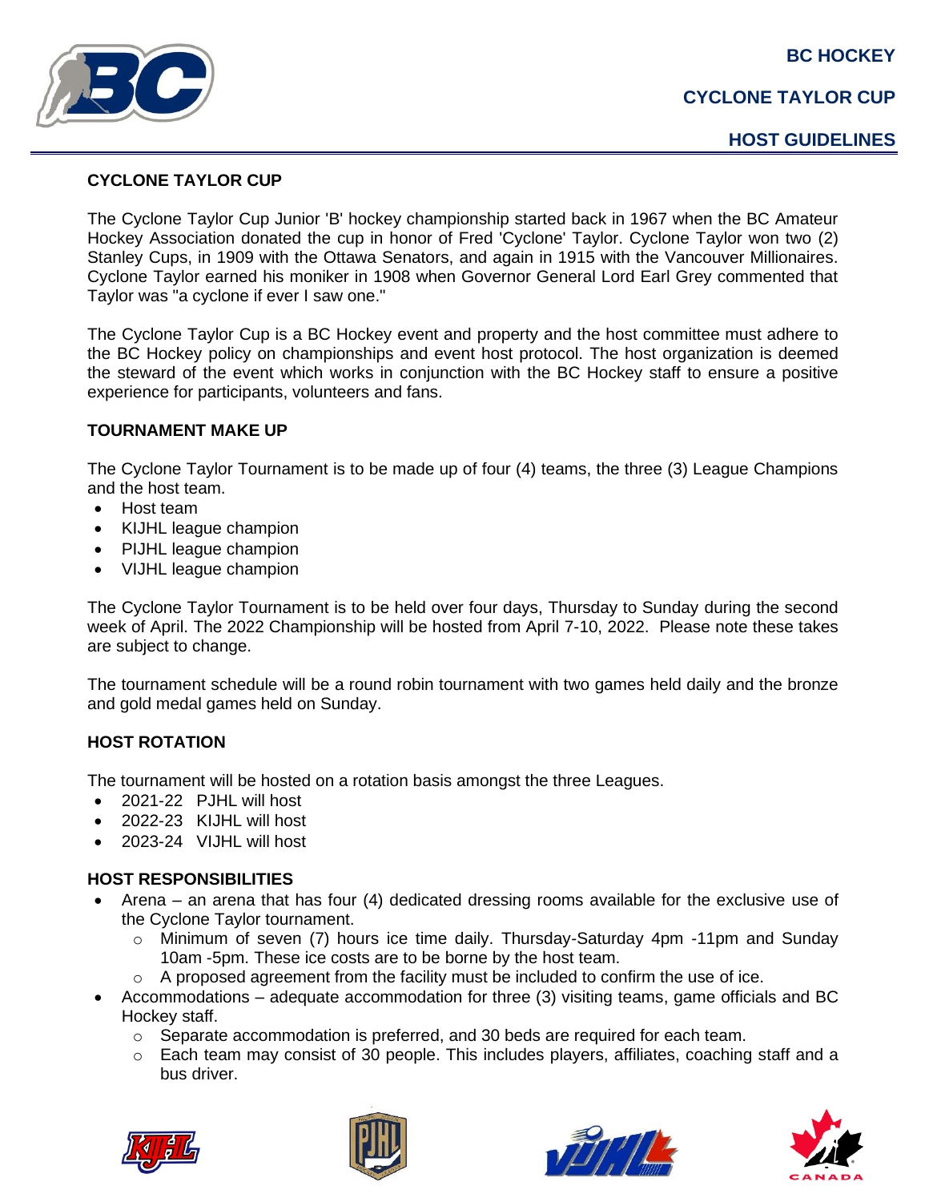# BC HOCKEY

## CYCLONE TAYLOR CUP

## HOST GUIDELINES

### CYCLONE TAYLOR CUP

The Cyclone Taylor Cup Junior 'B' hockey championship started back in 1967 when the BC Amateur Hockey Association donated the cup in honor of Fred 'Cyclone' Taylor. Cyclone Taylor won two (2) Stanley Cups, in 1909 with the Ottawa Senators, and again in 1915 with the Vancouver Millionaires. Cyclone Taylor earned his moniker in 1908 when Governor General Lord Earl Grey commented that Taylor was "a cyclone if ever I saw one."

The Cyclone Taylor Cup is a BC Hockey event and property and the host committee must adhere to the BC Hockey policy on championships and event host protocol. The host organization is deemed the steward of the event which works in conjunction with the BC Hockey staff to ensure a positive experience for participants, volunteers and fans.

### TOURNAMENT MAKE UP

The Cyclone Taylor Tournament is to be made up of four (4) teams, the three (3) League Champions and the host team.

- Host team
- KIJHL league champion
- PIJHL league champion
- VIJHL league champion

The Cyclone Taylor Tournament is to be held over four days, Thursday to Sunday during the second week of April. The 2022 Championship will be hosted from April 7-10, 2022. Please note these takes are subject to change.

The tournament schedule will be a round robin tournament with two games held daily and the bronze and gold medal games held on Sunday.

### HOST ROTATION

The tournament will be hosted on a rotation basis amongst the three Leagues.

- 2021-22 PJHL will host
- 2022-23 KIJHL will host
- 2023-24 VIJHL will host

### HOST RESPONSIBILITIES

- Arena – an arena that has four (4) dedicated dressing rooms available for the exclusive use of the Cyclone Taylor tournament.
  - Minimum of seven (7) hours ice time daily. Thursday-Saturday 4pm -11pm and Sunday 10am -5pm. These ice costs are to be borne by the host team.
  - A proposed agreement from the facility must be included to confirm the use of ice.
- Accommodations – adequate accommodation for three (3) visiting teams, game officials and BC Hockey staff.
  - Separate accommodation is preferred, and 30 beds are required for each team.
  - Each team may consist of 30 people. This includes players, affiliates, coaching staff and a bus driver.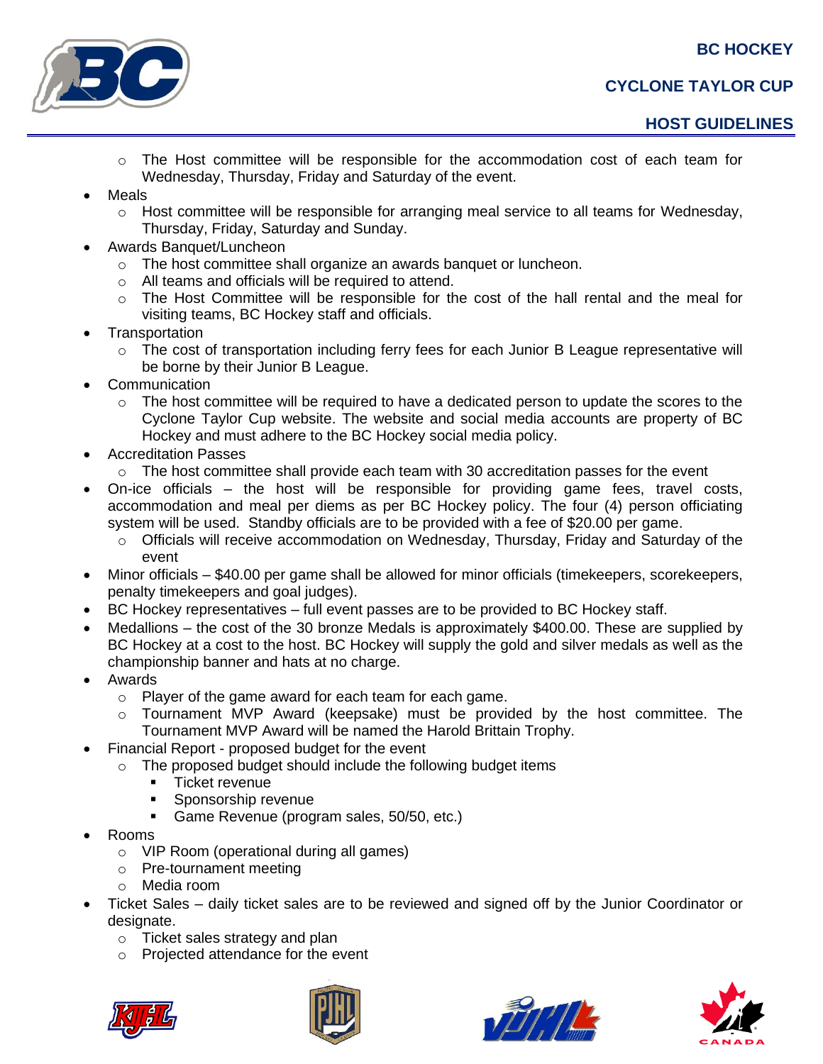- The Host committee will be responsible for the accommodation cost of each team for Wednesday, Thursday, Friday and Saturday of the event.
- Meals
  - Host committee will be responsible for arranging meal service to all teams for Wednesday, Thursday, Friday, Saturday and Sunday.
- Awards Banquet/Luncheon
  - The host committee shall organize an awards banquet or luncheon.
  - All teams and officials will be required to attend.
  - The Host Committee will be responsible for the cost of the hall rental and the meal for visiting teams, BC Hockey staff and officials.
- Transportation
  - The cost of transportation including ferry fees for each Junior B League representative will be borne by their Junior B League.
- Communication
  - The host committee will be required to have a dedicated person to update the scores to the Cyclone Taylor Cup website. The website and social media accounts are property of BC Hockey and must adhere to the BC Hockey social media policy.
- Accreditation Passes
  - The host committee shall provide each team with 30 accreditation passes for the event
- On-ice officials – the host will be responsible for providing game fees, travel costs, accommodation and meal per diems as per BC Hockey policy. The four (4) person officiating system will be used. Standby officials are to be provided with a fee of $20.00 per game.
  - Officials will receive accommodation on Wednesday, Thursday, Friday and Saturday of the event
- Minor officials – $40.00 per game shall be allowed for minor officials (timekeepers, scorekeepers, penalty timekeepers and goal judges).
- BC Hockey representatives – full event passes are to be provided to BC Hockey staff.
- Medallions – the cost of the 30 bronze Medals is approximately $400.00. These are supplied by BC Hockey at a cost to the host. BC Hockey will supply the gold and silver medals as well as the championship banner and hats at no charge.
- Awards
  - Player of the game award for each team for each game.
  - Tournament MVP Award (keepsake) must be provided by the host committee. The Tournament MVP Award will be named the Harold Brittain Trophy.
- Financial Report - proposed budget for the event
  - The proposed budget should include the following budget items
    - Ticket revenue
    - Sponsorship revenue
    - Game Revenue (program sales, 50/50, etc.)
- Rooms
  - VIP Room (operational during all games)
  - Pre-tournament meeting
  - Media room
- Ticket Sales – daily ticket sales are to be reviewed and signed off by the Junior Coordinator or designate.
  - Ticket sales strategy and plan
  - Projected attendance for the event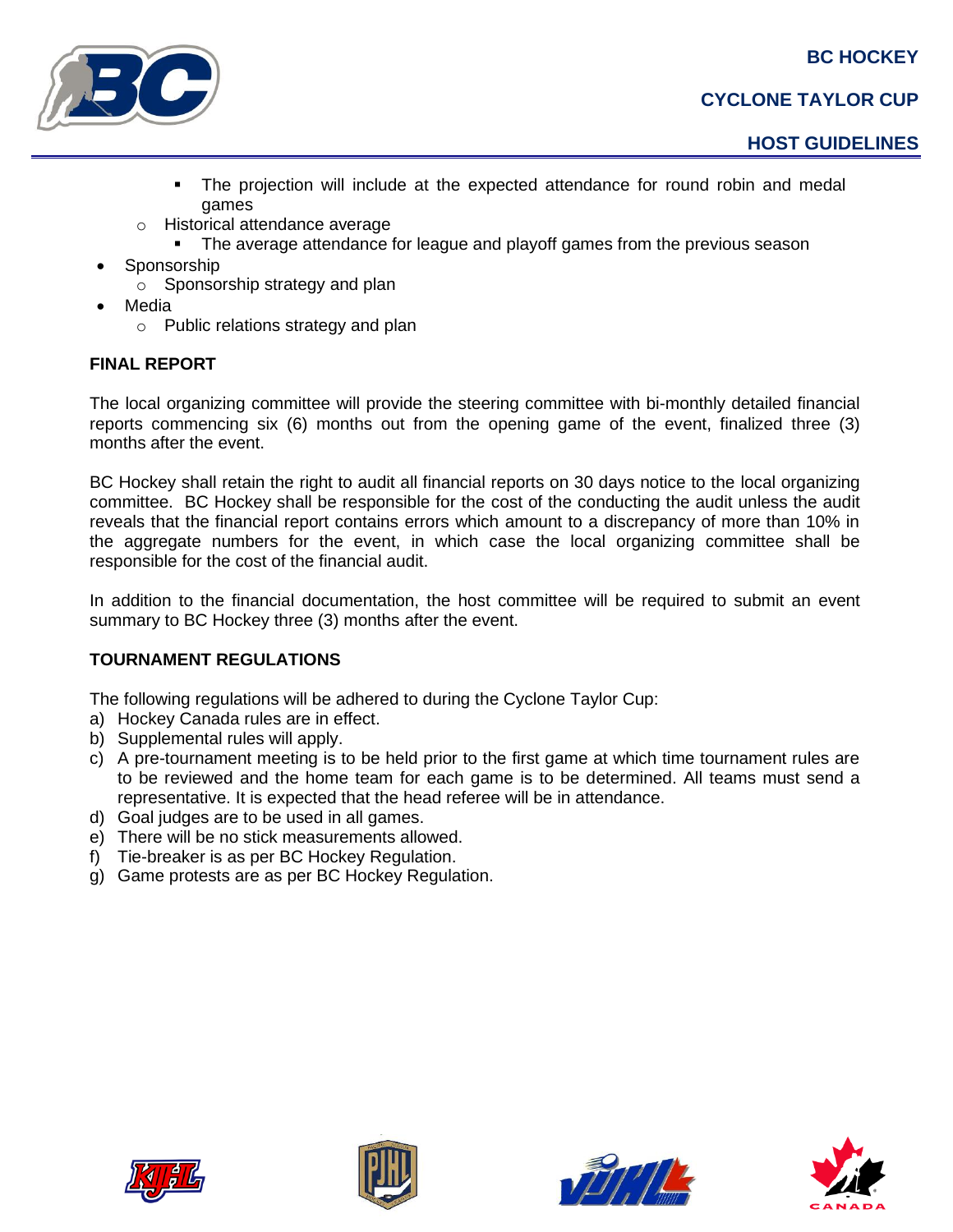- The projection will include at the expected attendance for round robin and medal games
  - Historical attendance average
    - The average attendance for league and playoff games from the previous season
- Sponsorship
  - Sponsorship strategy and plan
- Media
  - Public relations strategy and plan

**FINAL REPORT**

The local organizing committee will provide the steering committee with bi-monthly detailed financial reports commencing six (6) months out from the opening game of the event, finalized three (3) months after the event.

BC Hockey shall retain the right to audit all financial reports on 30 days notice to the local organizing committee. BC Hockey shall be responsible for the cost of the conducting the audit unless the audit reveals that the financial report contains errors which amount to a discrepancy of more than 10% in the aggregate numbers for the event, in which case the local organizing committee shall be responsible for the cost of the financial audit.

In addition to the financial documentation, the host committee will be required to submit an event summary to BC Hockey three (3) months after the event.

**TOURNAMENT REGULATIONS**

The following regulations will be adhered to during the Cyclone Taylor Cup:

a) Hockey Canada rules are in effect.
b) Supplemental rules will apply.
c) A pre-tournament meeting is to be held prior to the first game at which time tournament rules are to be reviewed and the home team for each game is to be determined. All teams must send a representative. It is expected that the head referee will be in attendance.
d) Goal judges are to be used in all games.
e) There will be no stick measurements allowed.
f) Tie-breaker is as per BC Hockey Regulation.
g) Game protests are as per BC Hockey Regulation.